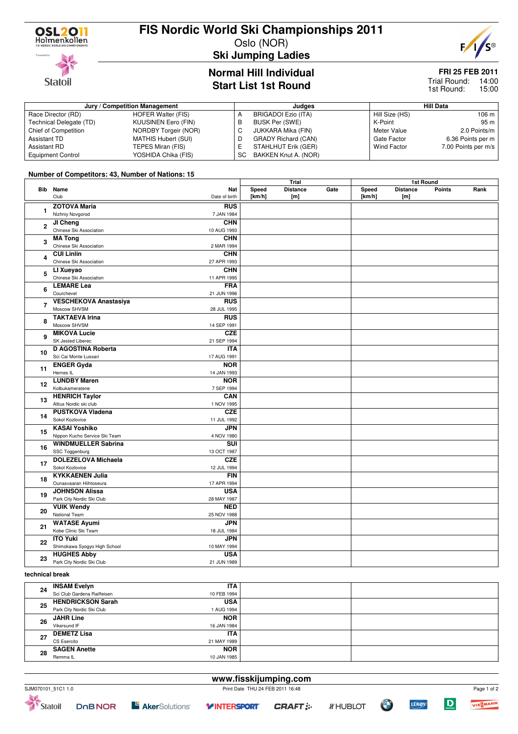# FIS Nordic World Ski Championships 2011

Oslo (NOR)

## Ski Jumping Ladies

### Normal Hill Individual
### Start List 1st Round

**FRI 25 FEB 2011**
Trial Round: 14:00
1st Round: 15:00

| Jury / Competition Management | | Judges | | Hill Data | |
|---|---|---|---|---|---|
| Race Director (RD) | HOFER Walter (FIS) | A | BRIGADOI Ezio (ITA) | Hill Size (HS) | 106 m |
| Technical Delegate (TD) | KUUSINEN Eero (FIN) | B | BUSK Per (SWE) | K-Point | 95 m |
| Chief of Competition | NORDBY Torgeir (NOR) | C | JUKKARA Mika (FIN) | Meter Value | 2.0 Points/m |
| Assistant TD | MATHIS Hubert (SUI) | D | GRADY Richard (CAN) | Gate Factor | 6.36 Points per m |
| Assistant RD | TEPES Miran (FIS) | E | STAHLHUT Erik (GER) | Wind Factor | 7.00 Points per m/s |
| Equipment Control | YOSHIDA Chika (FIS) | SC | BAKKEN Knut A. (NOR) | | |

**Number of Competitors: 43, Number of Nations: 15**

| Bib | Name / Club | Nat / Date of birth | Trial Speed [km/h] | Trial Distance [m] | Trial Gate | 1st Round Speed [km/h] | 1st Round Distance [m] | 1st Round Points | 1st Round Rank |
|---|---|---|---|---|---|---|---|---|---|
| 1 | **ZOTOVA Maria** Nizhniy Novgorod | **RUS** 7 JAN 1984 | | | | | | | |
| 2 | **JI Cheng** Chinese Ski Association | **CHN** 10 AUG 1993 | | | | | | | |
| 3 | **MA Tong** Chinese Ski Association | **CHN** 2 MAR 1994 | | | | | | | |
| 4 | **CUI Linlin** Chinese Ski Association | **CHN** 27 APR 1993 | | | | | | | |
| 5 | **LI Xueyao** Chinese Ski Association | **CHN** 11 APR 1995 | | | | | | | |
| 6 | **LEMARE Lea** Courchevel | **FRA** 21 JUN 1996 | | | | | | | |
| 7 | **VESCHEKOVA Anastasiya** Moscow SHVSM | **RUS** 28 JUL 1995 | | | | | | | |
| 8 | **TAKTAEVA Irina** Moscow SHVSM | **RUS** 14 SEP 1991 | | | | | | | |
| 9 | **MIKOVA Lucie** SK Jested Liberec | **CZE** 21 SEP 1994 | | | | | | | |
| 10 | **D AGOSTINA Roberta** Sci Cai Monte Lussari | **ITA** 17 AUG 1991 | | | | | | | |
| 11 | **ENGER Gyda** Hernes IL | **NOR** 14 JAN 1993 | | | | | | | |
| 12 | **LUNDBY Maren** Kolbukameratene | **NOR** 7 SEP 1994 | | | | | | | |
| 13 | **HENRICH Taylor** Altius Nordic ski club | **CAN** 1 NOV 1995 | | | | | | | |
| 14 | **PUSTKOVA Vladena** Sokol Kozlovice | **CZE** 11 JUL 1992 | | | | | | | |
| 15 | **KASAI Yoshiko** Nippon Kucho Service Ski Team | **JPN** 4 NOV 1980 | | | | | | | |
| 16 | **WINDMUELLER Sabrina** SSC Toggenburg | **SUI** 13 OCT 1987 | | | | | | | |
| 17 | **DOLEZELOVA Michaela** Sokol Kozlovice | **CZE** 12 JUL 1994 | | | | | | | |
| 18 | **KYKKAENEN Julia** Ounasvaaran Hiihtoseura | **FIN** 17 APR 1994 | | | | | | | |
| 19 | **JOHNSON Alissa** Park City Nordic Ski Club | **USA** 28 MAY 1987 | | | | | | | |
| 20 | **VUIK Wendy** National Team | **NED** 25 NOV 1988 | | | | | | | |
| 21 | **WATASE Ayumi** Kobe Clinic Ski Team | **JPN** 18 JUL 1984 | | | | | | | |
| 22 | **ITO Yuki** Shimokawa Syogyo High School | **JPN** 10 MAY 1994 | | | | | | | |
| 23 | **HUGHES Abby** Park City Nordic Ski Club | **USA** 21 JUN 1989 | | | | | | | |
| | **technical break** | | | | | | | | |
| 24 | **INSAM Evelyn** Sci Club Gardena Raiffeisen | **ITA** 10 FEB 1994 | | | | | | | |
| 25 | **HENDRICKSON Sarah** Park City Nordic Ski Club | **USA** 1 AUG 1994 | | | | | | | |
| 26 | **JAHR Line** Vikersund IF | **NOR** 16 JAN 1984 | | | | | | | |
| 27 | **DEMETZ Lisa** CS Esercito | **ITA** 21 MAY 1989 | | | | | | | |
| 28 | **SAGEN Anette** Remma IL | **NOR** 10 JAN 1985 | | | | | | | |

www.fisskijumping.com

SJM070101_51C1 1.0 — Print Date THU 24 FEB 2011 16:48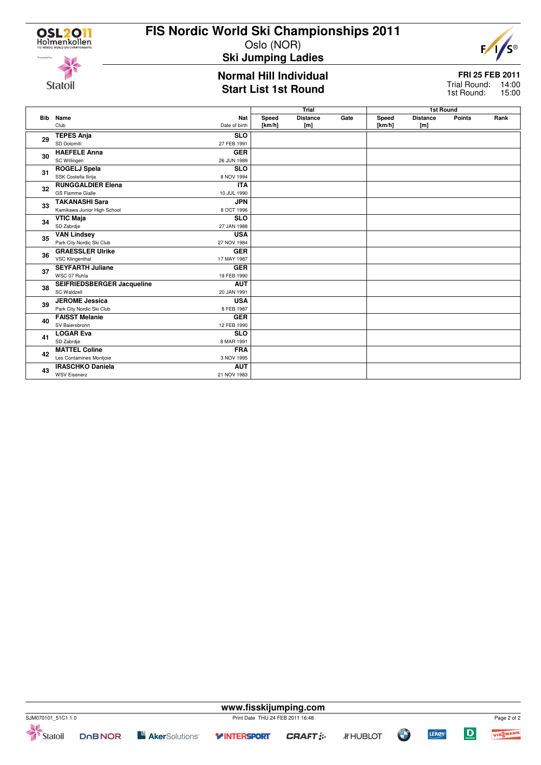# FIS Nordic World Ski Championships 2011

Oslo (NOR)

## Ski Jumping Ladies

### Normal Hill Individual
### Start List 1st Round

**FRI 25 FEB 2011**
Trial Round: 14:00
1st Round: 15:00

| Bib | Name / Club | Nat / Date of birth | Trial Speed [km/h] | Trial Distance [m] | Trial Gate | 1st Round Speed [km/h] | 1st Round Distance [m] | Points | Rank |
|---|---|---|---|---|---|---|---|---|---|
| 29 | **TEPES Anja**<br>SD Dolomiti | **SLO**<br>27 FEB 1991 | | | | | | | |
| 30 | **HAEFELE Anna**<br>SC Willingen | **GER**<br>26 JUN 1989 | | | | | | | |
| 31 | **ROGELJ Spela**<br>SSK Costella Ilirija | **SLO**<br>8 NOV 1994 | | | | | | | |
| 32 | **RUNGGALDIER Elena**<br>GS Fiamme Gialle | **ITA**<br>10 JUL 1990 | | | | | | | |
| 33 | **TAKANASHI Sara**<br>Kamikawa Junior High School | **JPN**<br>8 OCT 1996 | | | | | | | |
| 34 | **VTIC Maja**<br>SD Zabrdje | **SLO**<br>27 JAN 1988 | | | | | | | |
| 35 | **VAN Lindsey**<br>Park City Nordic Ski Club | **USA**<br>27 NOV 1984 | | | | | | | |
| 36 | **GRAESSLER Ulrike**<br>VSC Klingenthal | **GER**<br>17 MAY 1987 | | | | | | | |
| 37 | **SEYFARTH Juliane**<br>WSC 07 Ruhla | **GER**<br>19 FEB 1990 | | | | | | | |
| 38 | **SEIFRIEDSBERGER Jacqueline**<br>SC Waldzell | **AUT**<br>20 JAN 1991 | | | | | | | |
| 39 | **JEROME Jessica**<br>Park City Nordic Ski Club | **USA**<br>8 FEB 1987 | | | | | | | |
| 40 | **FAISST Melanie**<br>SV Baiersbronn | **GER**<br>12 FEB 1990 | | | | | | | |
| 41 | **LOGAR Eva**<br>SD Zabrdje | **SLO**<br>8 MAR 1991 | | | | | | | |
| 42 | **MATTEL Coline**<br>Les Contamines Montjoie | **FRA**<br>3 NOV 1995 | | | | | | | |
| 43 | **IRASCHKO Daniela**<br>WSV Eisenerz | **AUT**<br>21 NOV 1983 | | | | | | | |

www.fisskijumping.com

SJM070101_51C1 1.0 Print Date THU 24 FEB 2011 16:48